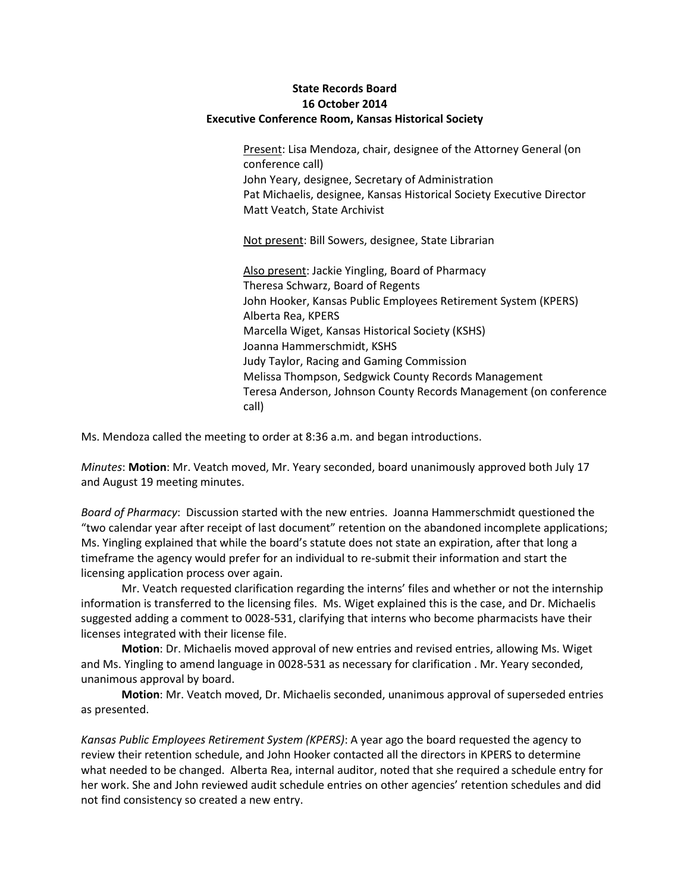**State Records Board**
**16 October 2014**
**Executive Conference Room, Kansas Historical Society**

Present: Lisa Mendoza, chair, designee of the Attorney General (on conference call)
John Yeary, designee, Secretary of Administration
Pat Michaelis, designee, Kansas Historical Society Executive Director
Matt Veatch, State Archivist

Not present: Bill Sowers, designee, State Librarian

Also present: Jackie Yingling, Board of Pharmacy
Theresa Schwarz, Board of Regents
John Hooker, Kansas Public Employees Retirement System (KPERS)
Alberta Rea, KPERS
Marcella Wiget, Kansas Historical Society (KSHS)
Joanna Hammerschmidt, KSHS
Judy Taylor, Racing and Gaming Commission
Melissa Thompson, Sedgwick County Records Management
Teresa Anderson, Johnson County Records Management (on conference call)

Ms. Mendoza called the meeting to order at 8:36 a.m. and began introductions.

*Minutes*: **Motion**: Mr. Veatch moved, Mr. Yeary seconded, board unanimously approved both July 17 and August 19 meeting minutes.

*Board of Pharmacy*: Discussion started with the new entries. Joanna Hammerschmidt questioned the "two calendar year after receipt of last document" retention on the abandoned incomplete applications; Ms. Yingling explained that while the board's statute does not state an expiration, after that long a timeframe the agency would prefer for an individual to re-submit their information and start the licensing application process over again.

Mr. Veatch requested clarification regarding the interns' files and whether or not the internship information is transferred to the licensing files. Ms. Wiget explained this is the case, and Dr. Michaelis suggested adding a comment to 0028-531, clarifying that interns who become pharmacists have their licenses integrated with their license file.

**Motion**: Dr. Michaelis moved approval of new entries and revised entries, allowing Ms. Wiget and Ms. Yingling to amend language in 0028-531 as necessary for clarification . Mr. Yeary seconded, unanimous approval by board.

**Motion**: Mr. Veatch moved, Dr. Michaelis seconded, unanimous approval of superseded entries as presented.

*Kansas Public Employees Retirement System (KPERS)*: A year ago the board requested the agency to review their retention schedule, and John Hooker contacted all the directors in KPERS to determine what needed to be changed. Alberta Rea, internal auditor, noted that she required a schedule entry for her work. She and John reviewed audit schedule entries on other agencies' retention schedules and did not find consistency so created a new entry.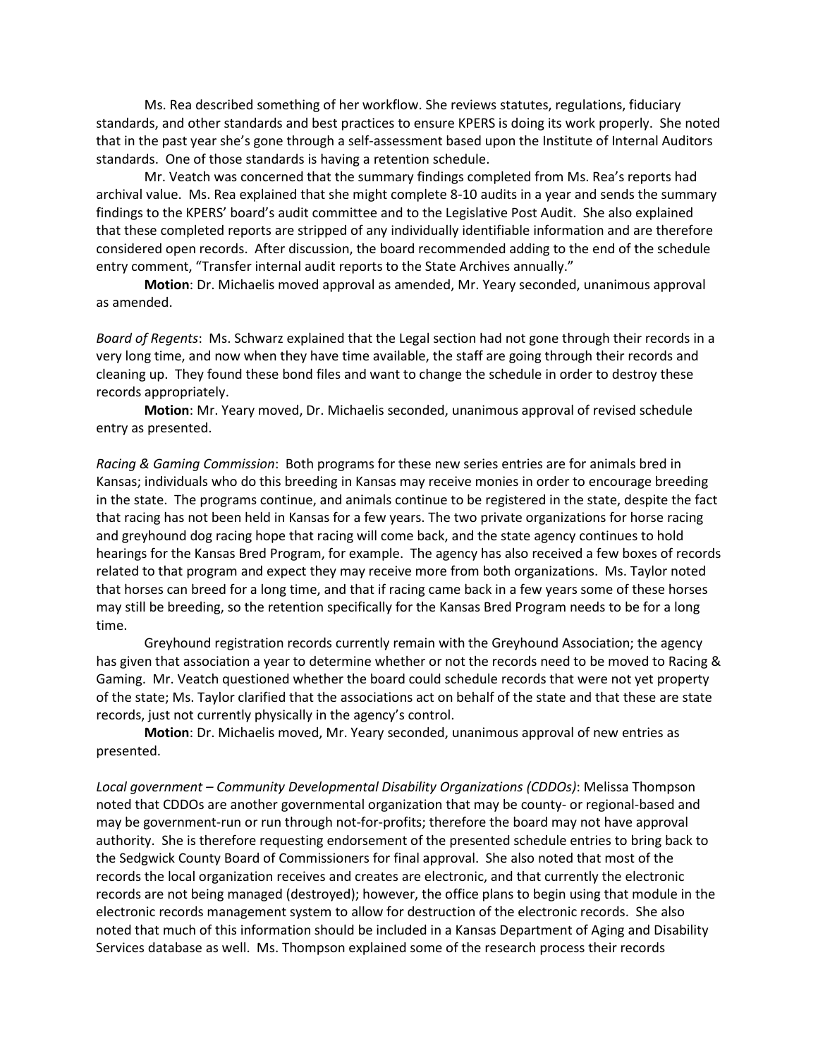Ms. Rea described something of her workflow. She reviews statutes, regulations, fiduciary standards, and other standards and best practices to ensure KPERS is doing its work properly. She noted that in the past year she's gone through a self-assessment based upon the Institute of Internal Auditors standards. One of those standards is having a retention schedule.

Mr. Veatch was concerned that the summary findings completed from Ms. Rea's reports had archival value. Ms. Rea explained that she might complete 8-10 audits in a year and sends the summary findings to the KPERS' board's audit committee and to the Legislative Post Audit. She also explained that these completed reports are stripped of any individually identifiable information and are therefore considered open records. After discussion, the board recommended adding to the end of the schedule entry comment, "Transfer internal audit reports to the State Archives annually."

**Motion**: Dr. Michaelis moved approval as amended, Mr. Yeary seconded, unanimous approval as amended.

*Board of Regents*: Ms. Schwarz explained that the Legal section had not gone through their records in a very long time, and now when they have time available, the staff are going through their records and cleaning up. They found these bond files and want to change the schedule in order to destroy these records appropriately.

**Motion**: Mr. Yeary moved, Dr. Michaelis seconded, unanimous approval of revised schedule entry as presented.

*Racing & Gaming Commission*: Both programs for these new series entries are for animals bred in Kansas; individuals who do this breeding in Kansas may receive monies in order to encourage breeding in the state. The programs continue, and animals continue to be registered in the state, despite the fact that racing has not been held in Kansas for a few years. The two private organizations for horse racing and greyhound dog racing hope that racing will come back, and the state agency continues to hold hearings for the Kansas Bred Program, for example. The agency has also received a few boxes of records related to that program and expect they may receive more from both organizations. Ms. Taylor noted that horses can breed for a long time, and that if racing came back in a few years some of these horses may still be breeding, so the retention specifically for the Kansas Bred Program needs to be for a long time.

Greyhound registration records currently remain with the Greyhound Association; the agency has given that association a year to determine whether or not the records need to be moved to Racing & Gaming. Mr. Veatch questioned whether the board could schedule records that were not yet property of the state; Ms. Taylor clarified that the associations act on behalf of the state and that these are state records, just not currently physically in the agency's control.

**Motion**: Dr. Michaelis moved, Mr. Yeary seconded, unanimous approval of new entries as presented.

*Local government – Community Developmental Disability Organizations (CDDOs)*: Melissa Thompson noted that CDDOs are another governmental organization that may be county- or regional-based and may be government-run or run through not-for-profits; therefore the board may not have approval authority. She is therefore requesting endorsement of the presented schedule entries to bring back to the Sedgwick County Board of Commissioners for final approval. She also noted that most of the records the local organization receives and creates are electronic, and that currently the electronic records are not being managed (destroyed); however, the office plans to begin using that module in the electronic records management system to allow for destruction of the electronic records. She also noted that much of this information should be included in a Kansas Department of Aging and Disability Services database as well. Ms. Thompson explained some of the research process their records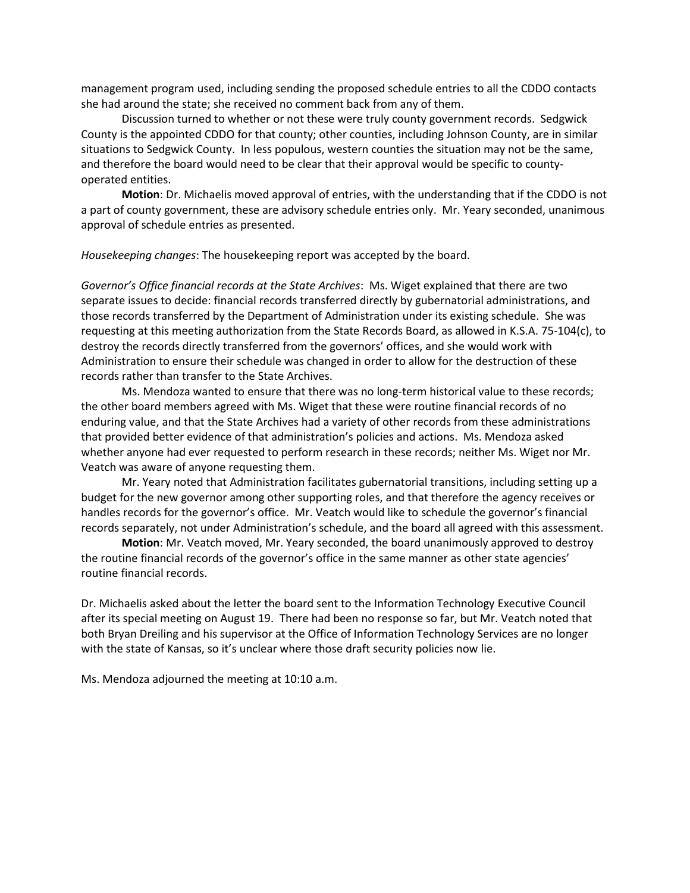management program used, including sending the proposed schedule entries to all the CDDO contacts she had around the state; she received no comment back from any of them.

Discussion turned to whether or not these were truly county government records. Sedgwick County is the appointed CDDO for that county; other counties, including Johnson County, are in similar situations to Sedgwick County. In less populous, western counties the situation may not be the same, and therefore the board would need to be clear that their approval would be specific to county-operated entities.

**Motion**: Dr. Michaelis moved approval of entries, with the understanding that if the CDDO is not a part of county government, these are advisory schedule entries only. Mr. Yeary seconded, unanimous approval of schedule entries as presented.

*Housekeeping changes*: The housekeeping report was accepted by the board.

*Governor's Office financial records at the State Archives*: Ms. Wiget explained that there are two separate issues to decide: financial records transferred directly by gubernatorial administrations, and those records transferred by the Department of Administration under its existing schedule. She was requesting at this meeting authorization from the State Records Board, as allowed in K.S.A. 75-104(c), to destroy the records directly transferred from the governors' offices, and she would work with Administration to ensure their schedule was changed in order to allow for the destruction of these records rather than transfer to the State Archives.

Ms. Mendoza wanted to ensure that there was no long-term historical value to these records; the other board members agreed with Ms. Wiget that these were routine financial records of no enduring value, and that the State Archives had a variety of other records from these administrations that provided better evidence of that administration's policies and actions. Ms. Mendoza asked whether anyone had ever requested to perform research in these records; neither Ms. Wiget nor Mr. Veatch was aware of anyone requesting them.

Mr. Yeary noted that Administration facilitates gubernatorial transitions, including setting up a budget for the new governor among other supporting roles, and that therefore the agency receives or handles records for the governor's office. Mr. Veatch would like to schedule the governor's financial records separately, not under Administration's schedule, and the board all agreed with this assessment.

**Motion**: Mr. Veatch moved, Mr. Yeary seconded, the board unanimously approved to destroy the routine financial records of the governor's office in the same manner as other state agencies' routine financial records.

Dr. Michaelis asked about the letter the board sent to the Information Technology Executive Council after its special meeting on August 19. There had been no response so far, but Mr. Veatch noted that both Bryan Dreiling and his supervisor at the Office of Information Technology Services are no longer with the state of Kansas, so it's unclear where those draft security policies now lie.

Ms. Mendoza adjourned the meeting at 10:10 a.m.